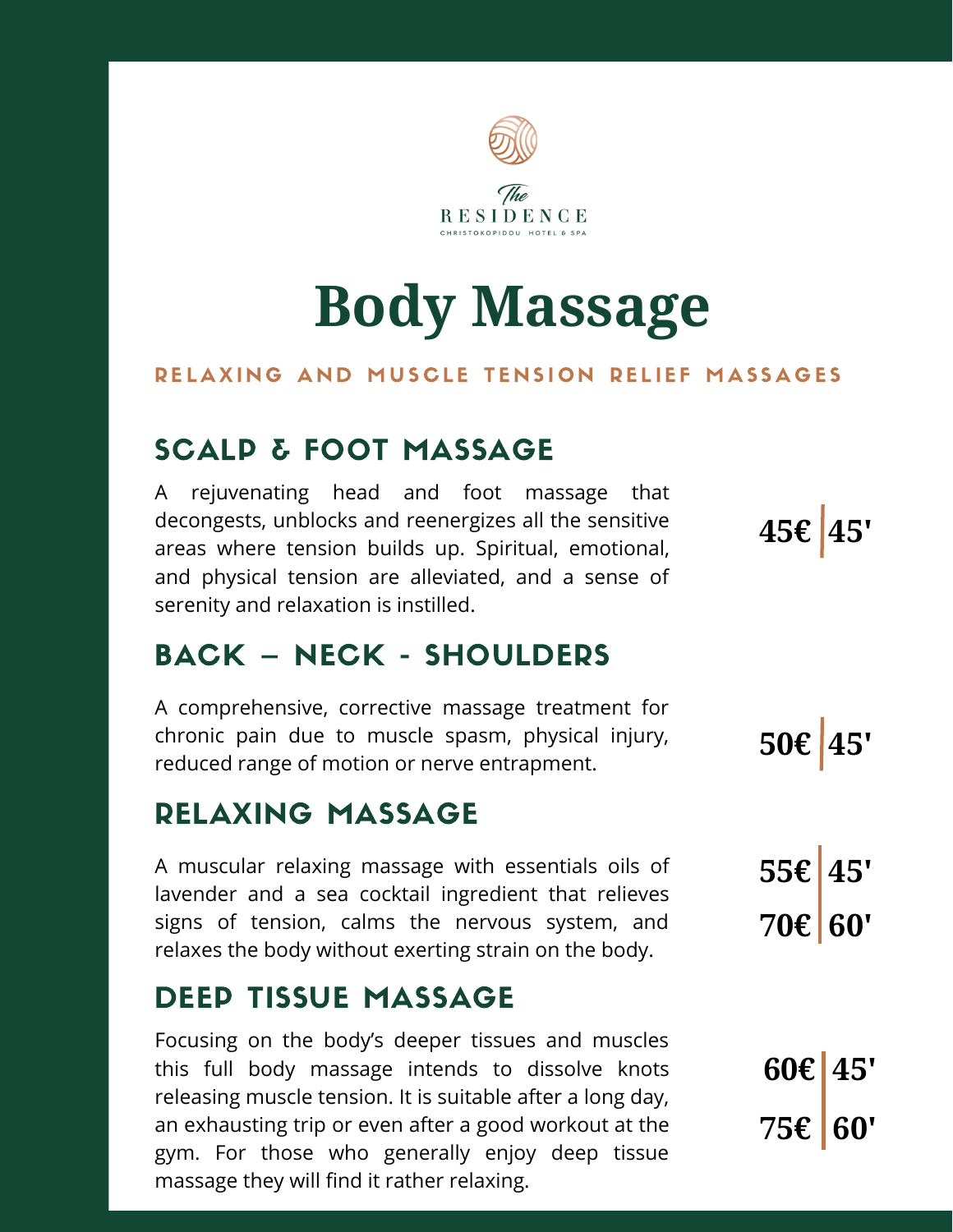The
RESIDENCE
CHRISTOKOPIDOU HOTEL & SPA

# Body Massage

RELAXING AND MUSCLE TENSION RELIEF MASSAGES

## SCALP & FOOT MASSAGE

A rejuvenating head and foot massage that decongests, unblocks and reenergizes all the sensitive areas where tension builds up. Spiritual, emotional, and physical tension are alleviated, and a sense of serenity and relaxation is instilled.

**45€ | 45'**

## BACK – NECK - SHOULDERS

A comprehensive, corrective massage treatment for chronic pain due to muscle spasm, physical injury, reduced range of motion or nerve entrapment.

**50€ | 45'**

## RELAXING MASSAGE

A muscular relaxing massage with essentials oils of lavender and a sea cocktail ingredient that relieves signs of tension, calms the nervous system, and relaxes the body without exerting strain on the body.

**55€ | 45'**
**70€ | 60'**

## DEEP TISSUE MASSAGE

Focusing on the body's deeper tissues and muscles this full body massage intends to dissolve knots releasing muscle tension. It is suitable after a long day, an exhausting trip or even after a good workout at the gym. For those who generally enjoy deep tissue massage they will find it rather relaxing.

**60€ | 45'**
**75€ | 60'**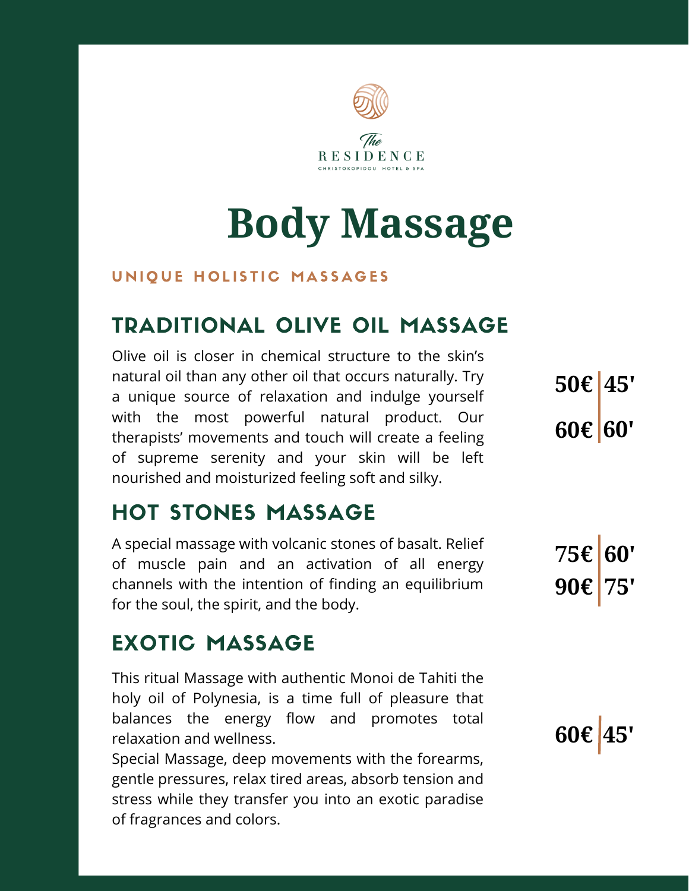The Residence

CHRISTOKOPIDOU HOTEL & SPA

# Body Massage

UNIQUE HOLISTIC MASSAGES

## TRADITIONAL OLIVE OIL MASSAGE

Olive oil is closer in chemical structure to the skin's natural oil than any other oil that occurs naturally. Try a unique source of relaxation and indulge yourself with the most powerful natural product. Our therapists' movements and touch will create a feeling of supreme serenity and your skin will be left nourished and moisturized feeling soft and silky.

**50€ | 45'**

**60€ | 60'**

## HOT STONES MASSAGE

A special massage with volcanic stones of basalt. Relief of muscle pain and an activation of all energy channels with the intention of finding an equilibrium for the soul, the spirit, and the body.

**75€ | 60'**

**90€ | 75'**

## EXOTIC MASSAGE

This ritual Massage with authentic Monoi de Tahiti the holy oil of Polynesia, is a time full of pleasure that balances the energy flow and promotes total relaxation and wellness.

Special Massage, deep movements with the forearms, gentle pressures, relax tired areas, absorb tension and stress while they transfer you into an exotic paradise of fragrances and colors.

**60€ | 45'**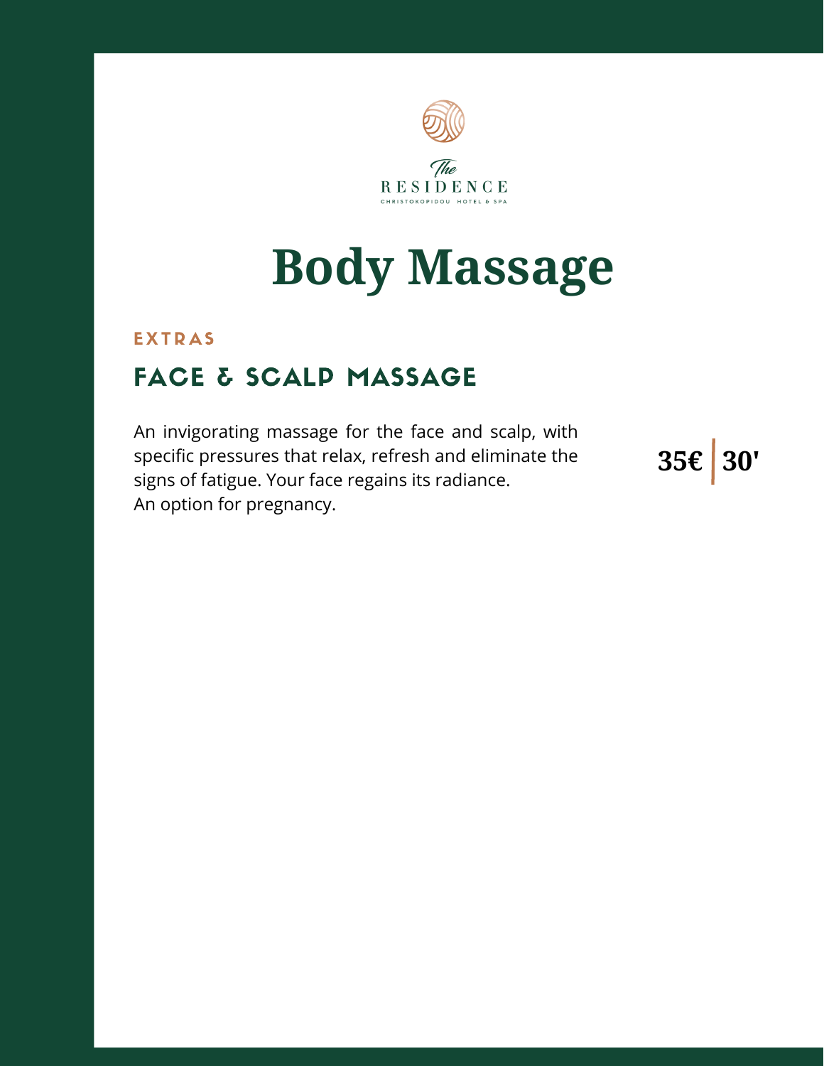The Residence
CHRISTOKOPIDOU HOTEL & SPA

# Body Massage

### EXTRAS

## FACE & SCALP MASSAGE

An invigorating massage for the face and scalp, with specific pressures that relax, refresh and eliminate the signs of fatigue. Your face regains its radiance.
An option for pregnancy.

**35€ | 30'**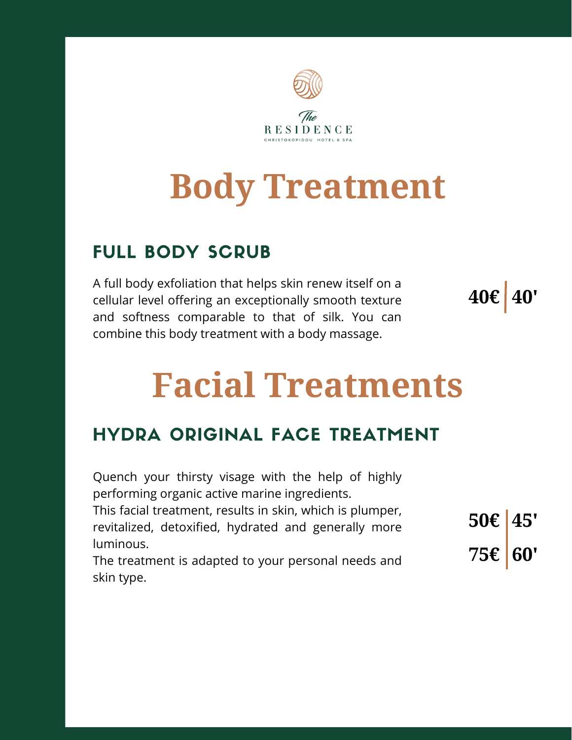The
RESIDENCE
CHRISTOKOPIDOU HOTEL & SPA

# Body Treatment

## FULL BODY SCRUB

A full body exfoliation that helps skin renew itself on a cellular level offering an exceptionally smooth texture and softness comparable to that of silk. You can combine this body treatment with a body massage.

**40€ | 40'**

# Facial Treatments

## HYDRA ORIGINAL FACE TREATMENT

Quench your thirsty visage with the help of highly performing organic active marine ingredients.
This facial treatment, results in skin, which is plumper, revitalized, detoxified, hydrated and generally more luminous.
The treatment is adapted to your personal needs and skin type.

**50€ | 45'**
**75€ | 60'**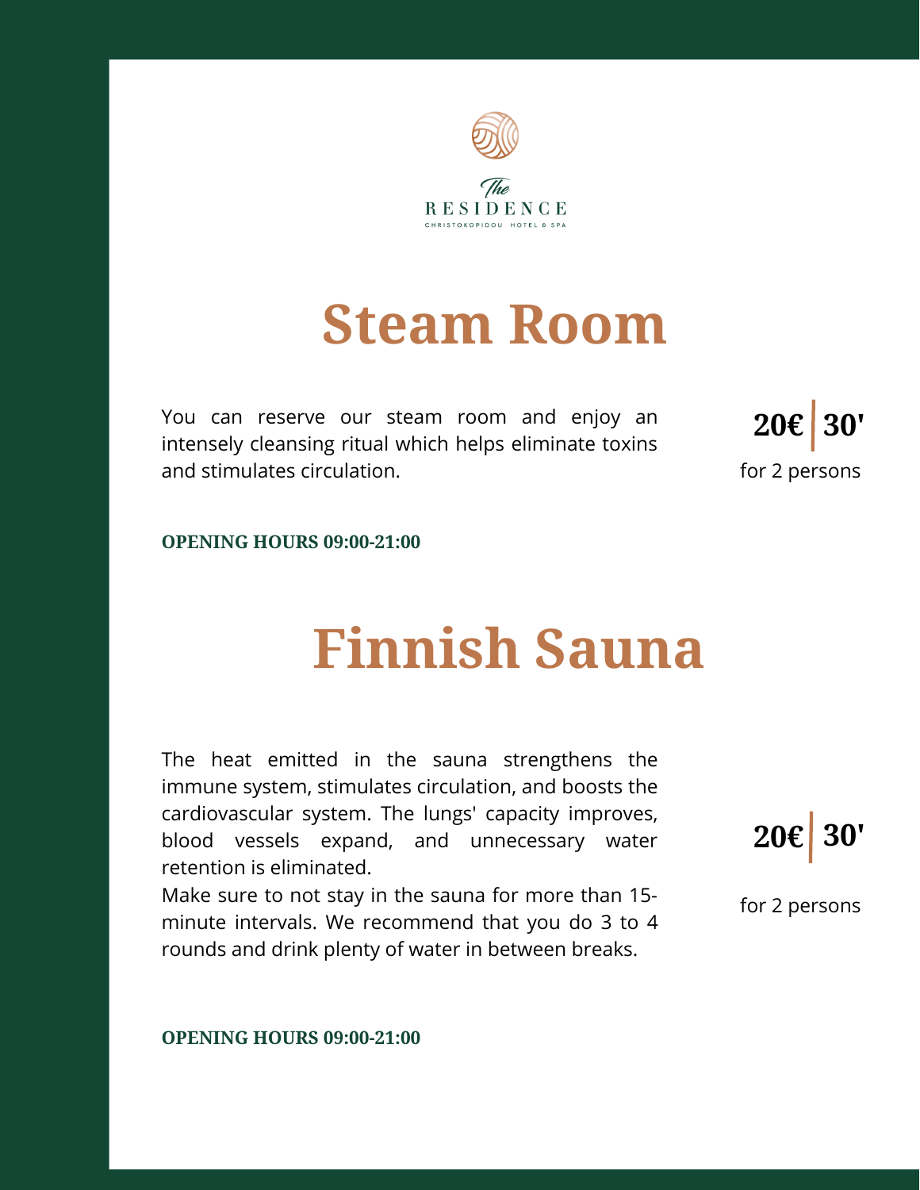The RESIDENCE

CHRISTOKOPIDOU HOTEL & SPA

# Steam Room

You can reserve our steam room and enjoy an intensely cleansing ritual which helps eliminate toxins and stimulates circulation.

**20€ | 30'**

for 2 persons

**OPENING HOURS 09:00-21:00**

# Finnish Sauna

The heat emitted in the sauna strengthens the immune system, stimulates circulation, and boosts the cardiovascular system. The lungs' capacity improves, blood vessels expand, and unnecessary water retention is eliminated.

Make sure to not stay in the sauna for more than 15-minute intervals. We recommend that you do 3 to 4 rounds and drink plenty of water in between breaks.

**20€ | 30'**

for 2 persons

**OPENING HOURS 09:00-21:00**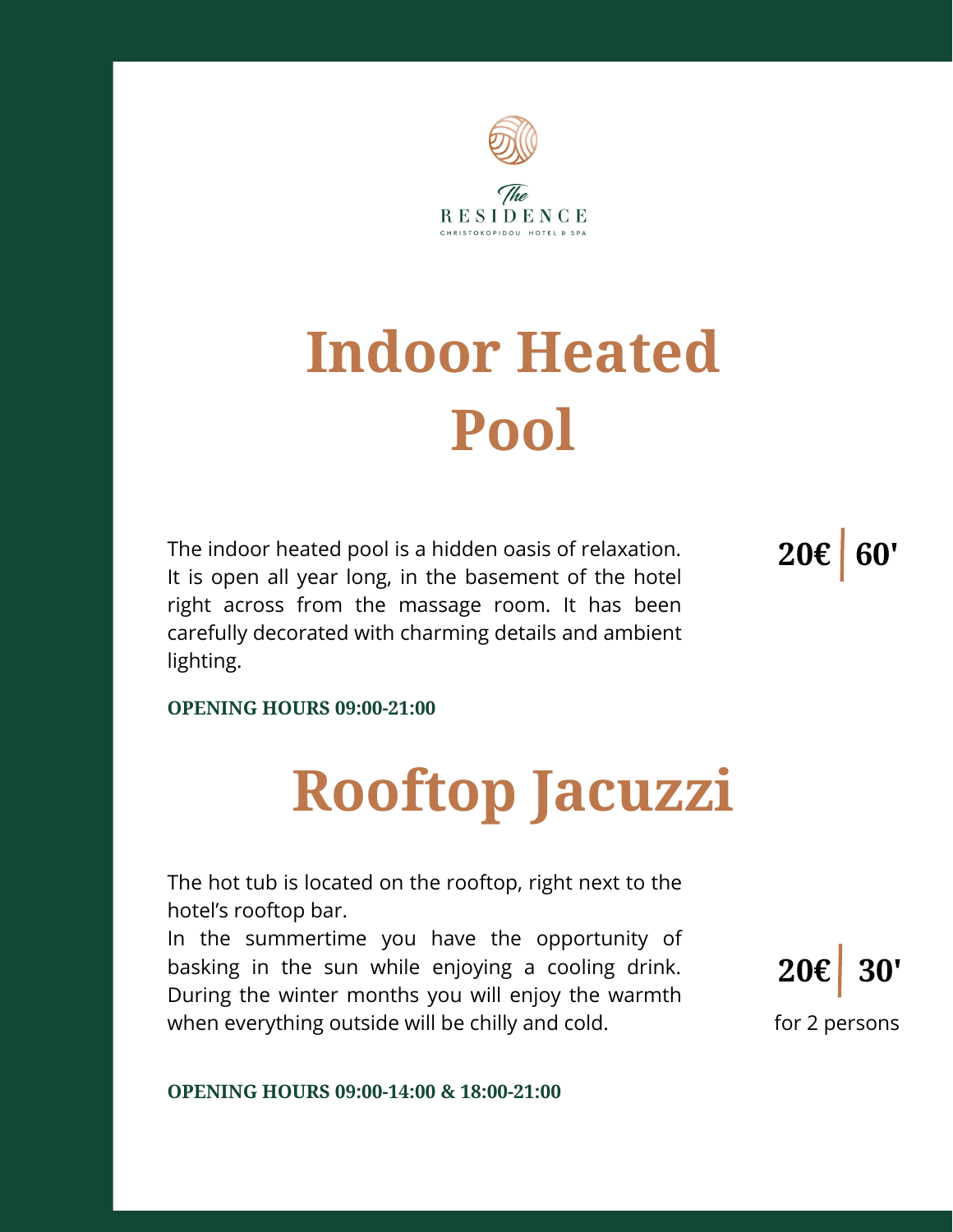The RESIDENCE

CHRISTOKOPIDOU HOTEL & SPA

# Indoor Heated Pool

The indoor heated pool is a hidden oasis of relaxation. It is open all year long, in the basement of the hotel right across from the massage room. It has been carefully decorated with charming details and ambient lighting.

**20€ | 60'**

**OPENING HOURS 09:00-21:00**

# Rooftop Jacuzzi

The hot tub is located on the rooftop, right next to the hotel's rooftop bar.

In the summertime you have the opportunity of basking in the sun while enjoying a cooling drink. During the winter months you will enjoy the warmth when everything outside will be chilly and cold.

**20€ | 30'**

for 2 persons

**OPENING HOURS 09:00-14:00 & 18:00-21:00**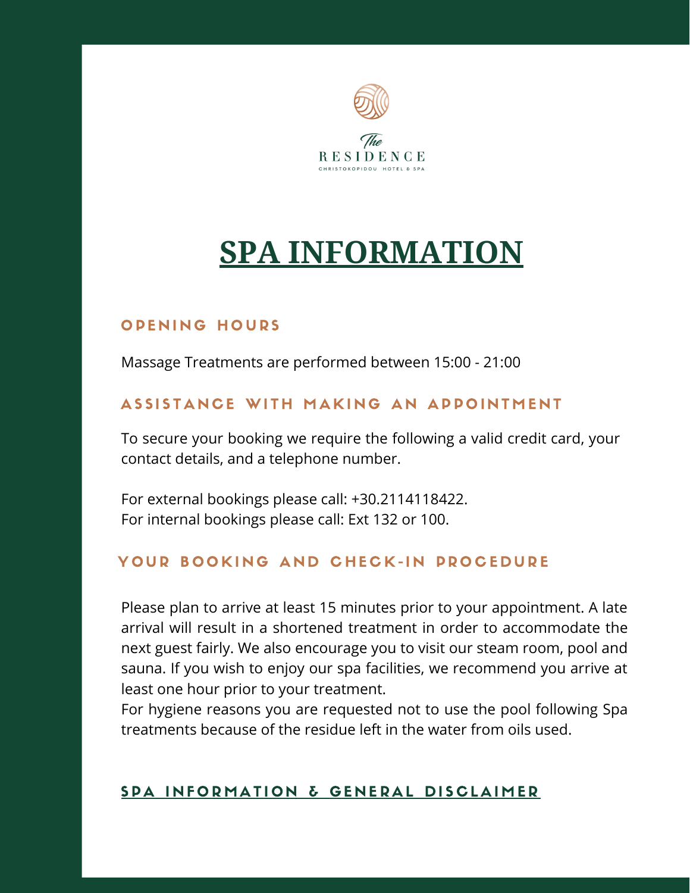The RESIDENCE

CHRISTOKOPIDOU HOTEL & SPA

# SPA INFORMATION

## OPENING HOURS

Massage Treatments are performed between 15:00 - 21:00

## ASSISTANCE WITH MAKING AN APPOINTMENT

To secure your booking we require the following a valid credit card, your contact details, and a telephone number.

For external bookings please call: +30.2114118422.
For internal bookings please call: Ext 132 or 100.

## YOUR BOOKING AND CHECK-IN PROCEDURE

Please plan to arrive at least 15 minutes prior to your appointment. A late arrival will result in a shortened treatment in order to accommodate the next guest fairly. We also encourage you to visit our steam room, pool and sauna. If you wish to enjoy our spa facilities, we recommend you arrive at least one hour prior to your treatment.
For hygiene reasons you are requested not to use the pool following Spa treatments because of the residue left in the water from oils used.

## SPA INFORMATION & GENERAL DISCLAIMER